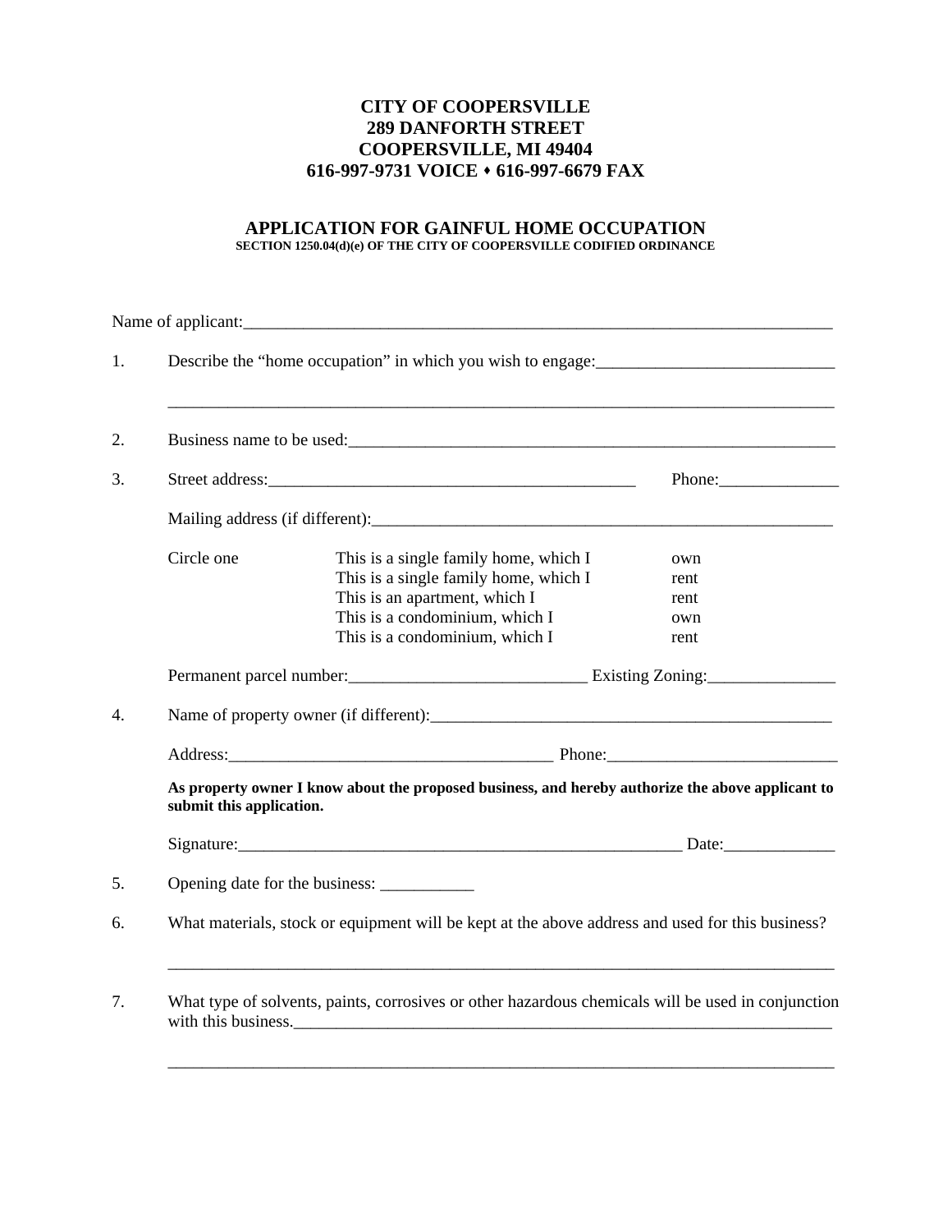**CITY OF COOPERSVILLE**
**289 DANFORTH STREET**
**COOPERSVILLE, MI 49404**
**616-997-9731 VOICE ♦ 616-997-6679 FAX**

# APPLICATION FOR GAINFUL HOME OCCUPATION

**SECTION 1250.04(d)(e) OF THE CITY OF COOPERSVILLE CODIFIED ORDINANCE**

Name of applicant:___________________________________________________________________________

1. Describe the "home occupation" in which you wish to engage:____________________________

   ___________________________________________________________________________________

2. Business name to be used:____________________________________________________________

3. Street address:_____________________________________________ Phone:______________

   Mailing address (if different):________________________________________________________

   Circle one

   | | | |
   |---|---|---|
   | | This is a single family home, which I | own |
   | | This is a single family home, which I | rent |
   | | This is an apartment, which I | rent |
   | | This is a condominium, which I | own |
   | | This is a condominium, which I | rent |

   Permanent parcel number:____________________________ Existing Zoning:_______________

4. Name of property owner (if different):________________________________________________

   Address:_______________________________________ Phone:___________________________

   **As property owner I know about the proposed business, and hereby authorize the above applicant to submit this application.**

   Signature:_____________________________________________________ Date:_____________

5. Opening date for the business: ___________

6. What materials, stock or equipment will be kept at the above address and used for this business?

   ___________________________________________________________________________________

7. What type of solvents, paints, corrosives or other hazardous chemicals will be used in conjunction with this business.____________________________________________________________________

   ___________________________________________________________________________________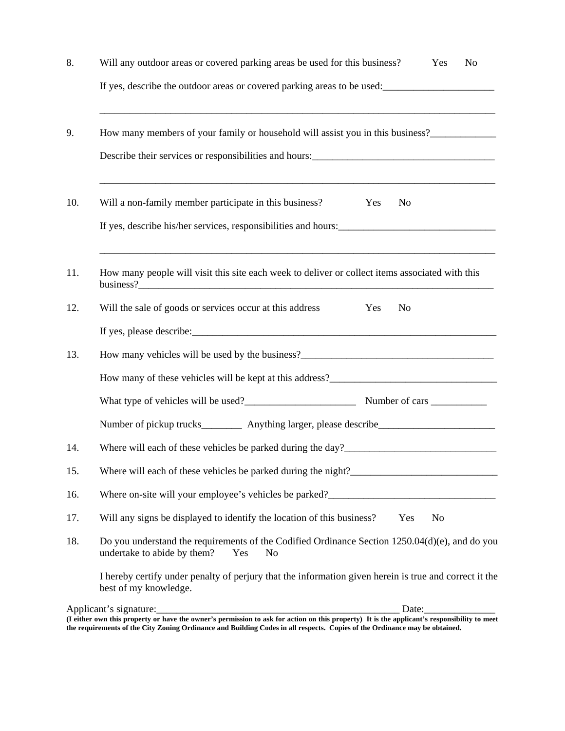8. Will any outdoor areas or covered parking areas be used for this business? Yes No

   If yes, describe the outdoor areas or covered parking areas to be used:______________________

   ________________________________________________________________________________

9. How many members of your family or household will assist you in this business?_____________

   Describe their services or responsibilities and hours:____________________________________

   ________________________________________________________________________________

10. Will a non-family member participate in this business? Yes No

    If yes, describe his/her services, responsibilities and hours:_______________________________

    ________________________________________________________________________________

11. How many people will visit this site each week to deliver or collect items associated with this business?__________________________________________________________________________

12. Will the sale of goods or services occur at this address Yes No

    If yes, please describe:_______________________________________________________________

13. How many vehicles will be used by the business?______________________________________

    How many of these vehicles will be kept at this address?__________________________________

    What type of vehicles will be used?______________________ Number of cars ___________

    Number of pickup trucks________ Anything larger, please describe_______________________

14. Where will each of these vehicles be parked during the day?______________________________

15. Where will each of these vehicles be parked during the night?_____________________________

16. Where on-site will your employee's vehicles be parked?__________________________________

17. Will any signs be displayed to identify the location of this business? Yes No

18. Do you understand the requirements of the Codified Ordinance Section 1250.04(d)(e), and do you undertake to abide by them? Yes No

    I hereby certify under penalty of perjury that the information given herein is true and correct it the best of my knowledge.

Applicant's signature:__________________________________________________ Date:______________

**(I either own this property or have the owner's permission to ask for action on this property) It is the applicant's responsibility to meet the requirements of the City Zoning Ordinance and Building Codes in all respects. Copies of the Ordinance may be obtained.**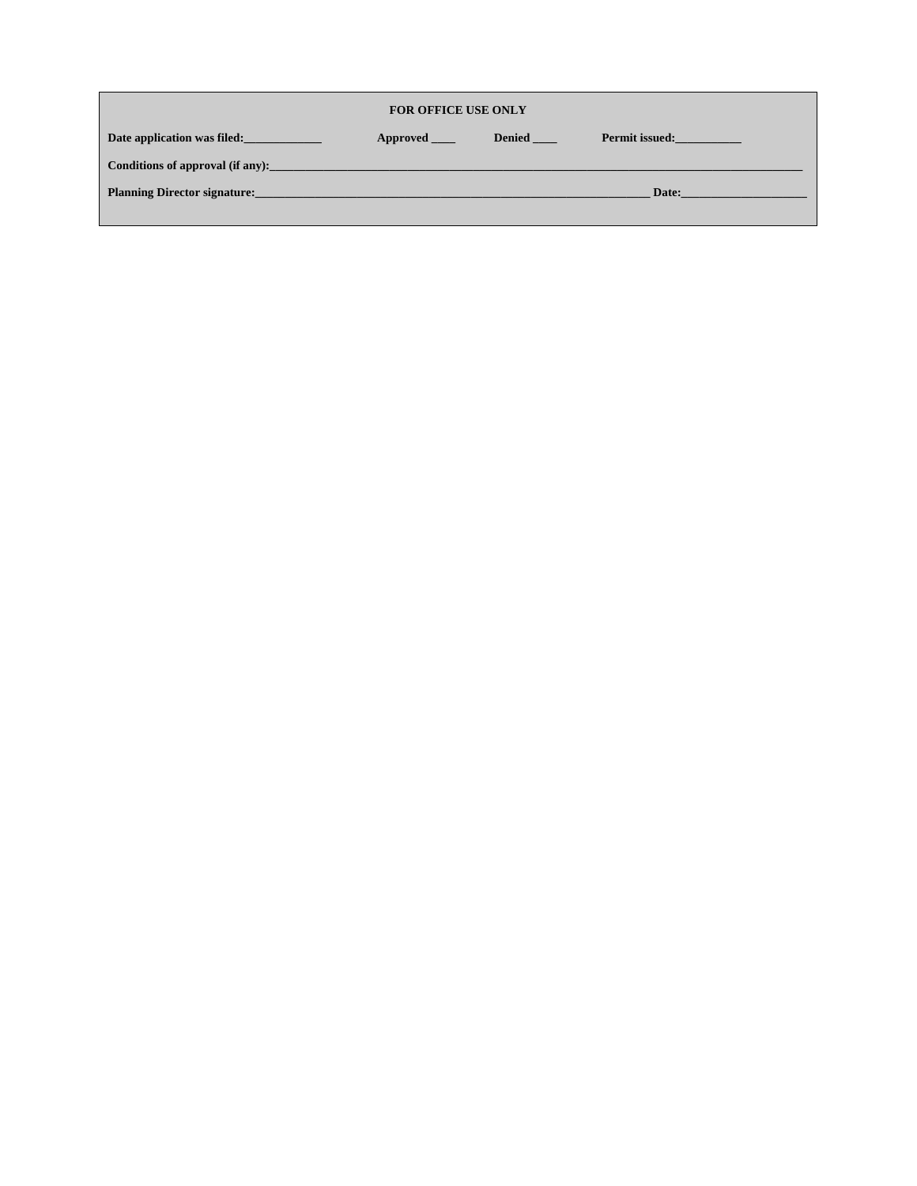**FOR OFFICE USE ONLY**

**Date application was filed:_____________ Approved ____ Denied ____ Permit issued:___________**

**Conditions of approval (if any):_____________________________________________________________________________________________**

**Planning Director signature:_____________________________________________________________________ Date:_____________________**